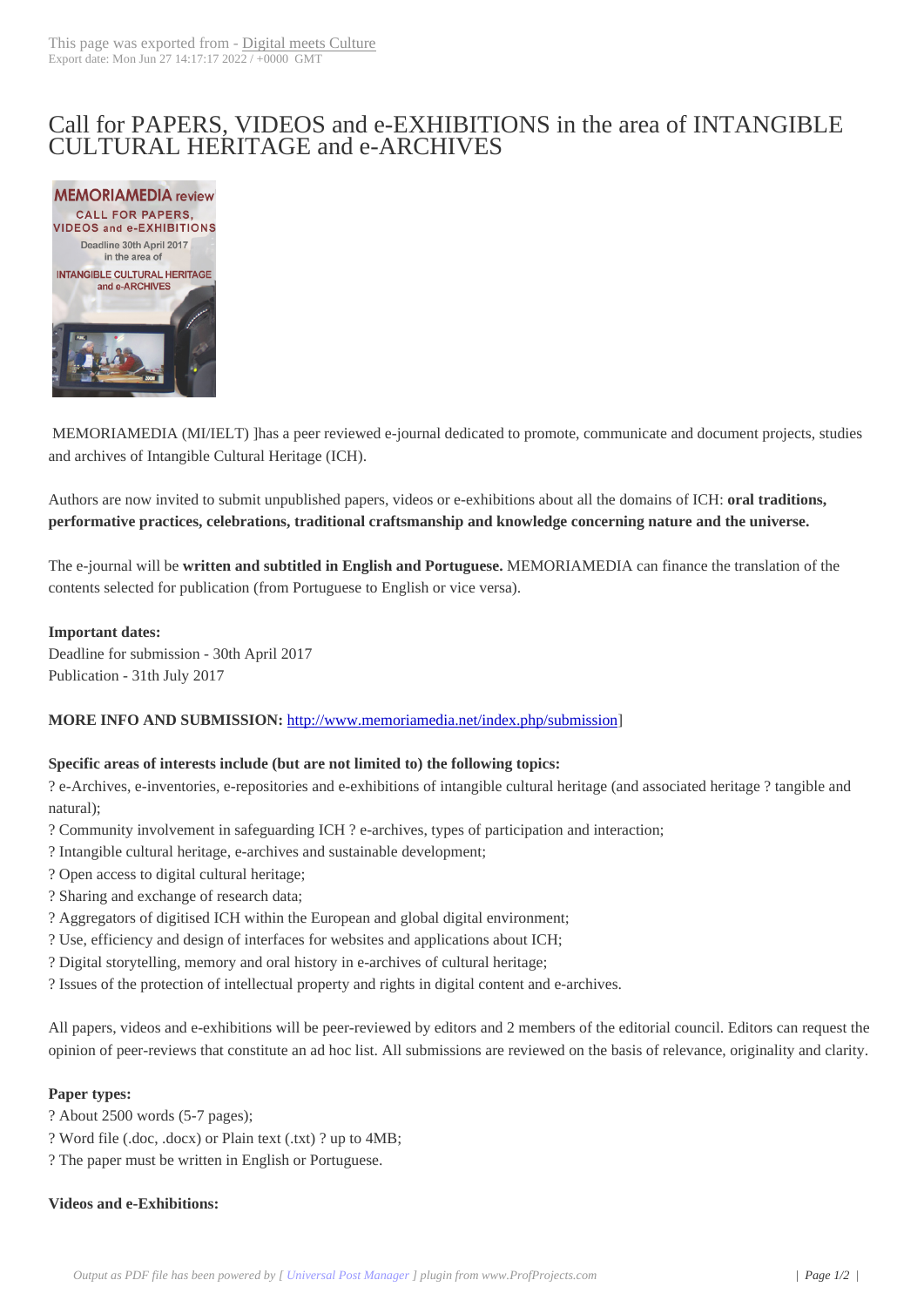# Call for PAPERS, VIDEOS and e-EXHIBITIONS in the area of INTANGIBLE CULTURAL HERITAGE and e-ARCHIVES

MEMORIAMEDIA (MI/IELT) ]has a peer reviewed e-journal dedicated to promote, communicate and document projects, studies and archives of Intangible Cultural Heritage (ICH).

Authors are now invited to submit unpublished papers, videos or e-exhibitions about all the domains of ICH: **oral traditions, performative practices, celebrations, traditional craftsmanship and knowledge concerning nature and the universe.**

The e-journal will be **written and subtitled in English and Portuguese.** MEMORIAMEDIA can finance the translation of the contents selected for publication (from Portuguese to English or vice versa).

**Important dates:**
Deadline for submission - 30th April 2017
Publication - 31th July 2017

**MORE INFO AND SUBMISSION:** http://www.memoriamedia.net/index.php/submission]

**Specific areas of interests include (but are not limited to) the following topics:**

? e-Archives, e-inventories, e-repositories and e-exhibitions of intangible cultural heritage (and associated heritage ? tangible and natural);
? Community involvement in safeguarding ICH ? e-archives, types of participation and interaction;
? Intangible cultural heritage, e-archives and sustainable development;
? Open access to digital cultural heritage;
? Sharing and exchange of research data;
? Aggregators of digitised ICH within the European and global digital environment;
? Use, efficiency and design of interfaces for websites and applications about ICH;
? Digital storytelling, memory and oral history in e-archives of cultural heritage;
? Issues of the protection of intellectual property and rights in digital content and e-archives.

All papers, videos and e-exhibitions will be peer-reviewed by editors and 2 members of the editorial council. Editors can request the opinion of peer-reviews that constitute an ad hoc list. All submissions are reviewed on the basis of relevance, originality and clarity.

**Paper types:**

? About 2500 words (5-7 pages);
? Word file (.doc, .docx) or Plain text (.txt) ? up to 4MB;
? The paper must be written in English or Portuguese.

**Videos and e-Exhibitions:**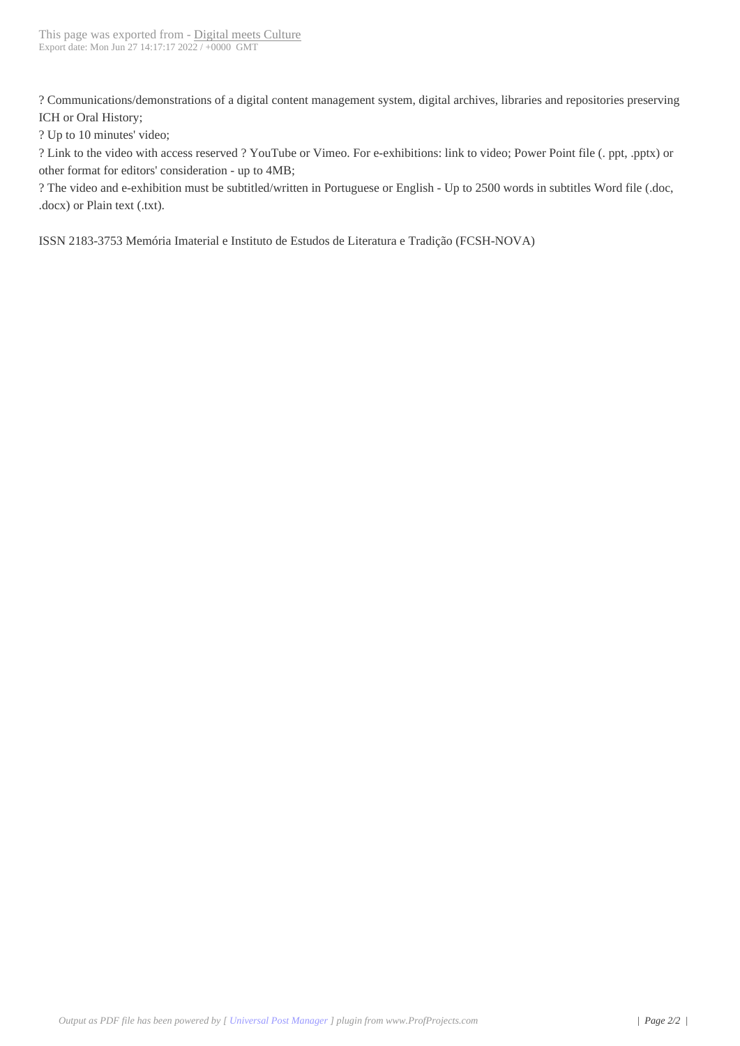? Communications/demonstrations of a digital content management system, digital archives, libraries and repositories preserving ICH or Oral History;

? Up to 10 minutes' video;

? Link to the video with access reserved ? YouTube or Vimeo. For e-exhibitions: link to video; Power Point file (. ppt, .pptx) or other format for editors' consideration - up to 4MB;

? The video and e-exhibition must be subtitled/written in Portuguese or English - Up to 2500 words in subtitles Word file (.doc, .docx) or Plain text (.txt).

ISSN 2183-3753 Memória Imaterial e Instituto de Estudos de Literatura e Tradição (FCSH-NOVA)